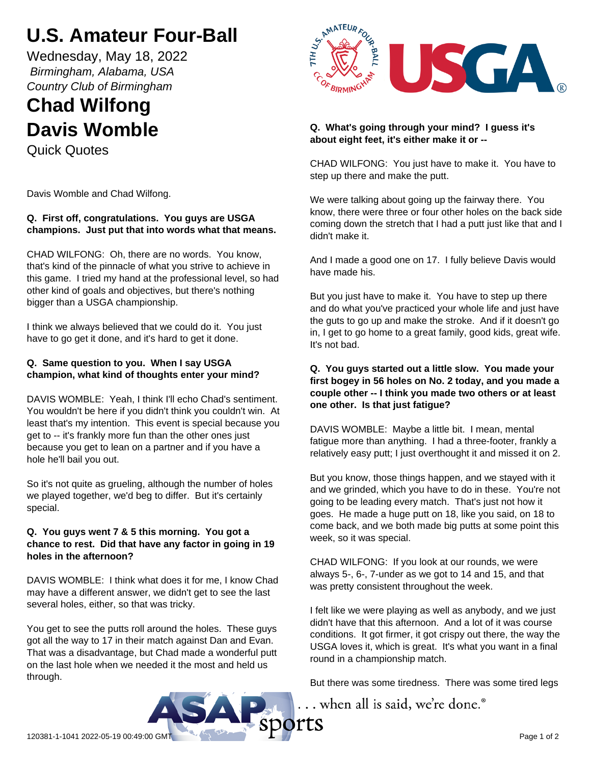# U.S. Amateur Four-Ball

Wednesday, May 18, 2022

*Birmingham, Alabama, USA*

*Country Club of Birmingham*

# Chad Wilfong
# Davis Womble

Quick Quotes

Davis Womble and Chad Wilfong.

**Q. First off, congratulations. You guys are USGA champions. Just put that into words what that means.**

CHAD WILFONG: Oh, there are no words. You know, that's kind of the pinnacle of what you strive to achieve in this game. I tried my hand at the professional level, so had other kind of goals and objectives, but there's nothing bigger than a USGA championship.

I think we always believed that we could do it. You just have to go get it done, and it's hard to get it done.

**Q. Same question to you. When I say USGA champion, what kind of thoughts enter your mind?**

DAVIS WOMBLE: Yeah, I think I'll echo Chad's sentiment. You wouldn't be here if you didn't think you couldn't win. At least that's my intention. This event is special because you get to -- it's frankly more fun than the other ones just because you get to lean on a partner and if you have a hole he'll bail you out.

So it's not quite as grueling, although the number of holes we played together, we'd beg to differ. But it's certainly special.

**Q. You guys went 7 & 5 this morning. You got a chance to rest. Did that have any factor in going in 19 holes in the afternoon?**

DAVIS WOMBLE: I think what does it for me, I know Chad may have a different answer, we didn't get to see the last several holes, either, so that was tricky.

You get to see the putts roll around the holes. These guys got all the way to 17 in their match against Dan and Evan. That was a disadvantage, but Chad made a wonderful putt on the last hole when we needed it the most and held us through.

**Q. What's going through your mind? I guess it's about eight feet, it's either make it or --**

CHAD WILFONG: You just have to make it. You have to step up there and make the putt.

We were talking about going up the fairway there. You know, there were three or four other holes on the back side coming down the stretch that I had a putt just like that and I didn't make it.

And I made a good one on 17. I fully believe Davis would have made his.

But you just have to make it. You have to step up there and do what you've practiced your whole life and just have the guts to go up and make the stroke. And if it doesn't go in, I get to go home to a great family, good kids, great wife. It's not bad.

**Q. You guys started out a little slow. You made your first bogey in 56 holes on No. 2 today, and you made a couple other -- I think you made two others or at least one other. Is that just fatigue?**

DAVIS WOMBLE: Maybe a little bit. I mean, mental fatigue more than anything. I had a three-footer, frankly a relatively easy putt; I just overthought it and missed it on 2.

But you know, those things happen, and we stayed with it and we grinded, which you have to do in these. You're not going to be leading every match. That's just not how it goes. He made a huge putt on 18, like you said, on 18 to come back, and we both made big putts at some point this week, so it was special.

CHAD WILFONG: If you look at our rounds, we were always 5-, 6-, 7-under as we got to 14 and 15, and that was pretty consistent throughout the week.

I felt like we were playing as well as anybody, and we just didn't have that this afternoon. And a lot of it was course conditions. It got firmer, it got crispy out there, the way the USGA loves it, which is great. It's what you want in a final round in a championship match.

But there was some tiredness. There was some tired legs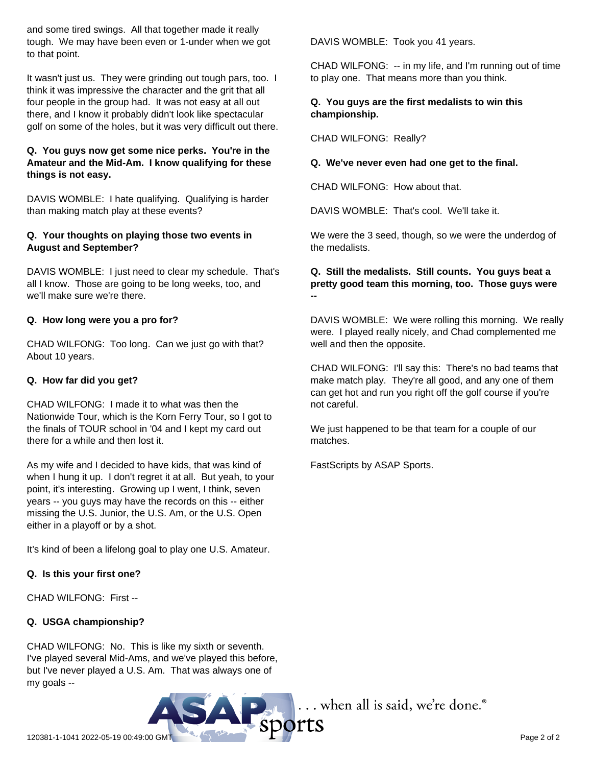and some tired swings. All that together made it really tough. We may have been even or 1-under when we got to that point.

It wasn't just us. They were grinding out tough pars, too. I think it was impressive the character and the grit that all four people in the group had. It was not easy at all out there, and I know it probably didn't look like spectacular golf on some of the holes, but it was very difficult out there.

**Q. You guys now get some nice perks. You're in the Amateur and the Mid-Am. I know qualifying for these things is not easy.**

DAVIS WOMBLE: I hate qualifying. Qualifying is harder than making match play at these events?

**Q. Your thoughts on playing those two events in August and September?**

DAVIS WOMBLE: I just need to clear my schedule. That's all I know. Those are going to be long weeks, too, and we'll make sure we're there.

**Q. How long were you a pro for?**

CHAD WILFONG: Too long. Can we just go with that? About 10 years.

**Q. How far did you get?**

CHAD WILFONG: I made it to what was then the Nationwide Tour, which is the Korn Ferry Tour, so I got to the finals of TOUR school in '04 and I kept my card out there for a while and then lost it.

As my wife and I decided to have kids, that was kind of when I hung it up. I don't regret it at all. But yeah, to your point, it's interesting. Growing up I went, I think, seven years -- you guys may have the records on this -- either missing the U.S. Junior, the U.S. Am, or the U.S. Open either in a playoff or by a shot.

It's kind of been a lifelong goal to play one U.S. Amateur.

**Q. Is this your first one?**

CHAD WILFONG: First --

**Q. USGA championship?**

CHAD WILFONG: No. This is like my sixth or seventh. I've played several Mid-Ams, and we've played this before, but I've never played a U.S. Am. That was always one of my goals --

DAVIS WOMBLE: Took you 41 years.

CHAD WILFONG: -- in my life, and I'm running out of time to play one. That means more than you think.

**Q. You guys are the first medalists to win this championship.**

CHAD WILFONG: Really?

**Q. We've never even had one get to the final.**

CHAD WILFONG: How about that.

DAVIS WOMBLE: That's cool. We'll take it.

We were the 3 seed, though, so we were the underdog of the medalists.

**Q. Still the medalists. Still counts. You guys beat a pretty good team this morning, too. Those guys were --**

DAVIS WOMBLE: We were rolling this morning. We really were. I played really nicely, and Chad complemented me well and then the opposite.

CHAD WILFONG: I'll say this: There's no bad teams that make match play. They're all good, and any one of them can get hot and run you right off the golf course if you're not careful.

We just happened to be that team for a couple of our matches.

FastScripts by ASAP Sports.